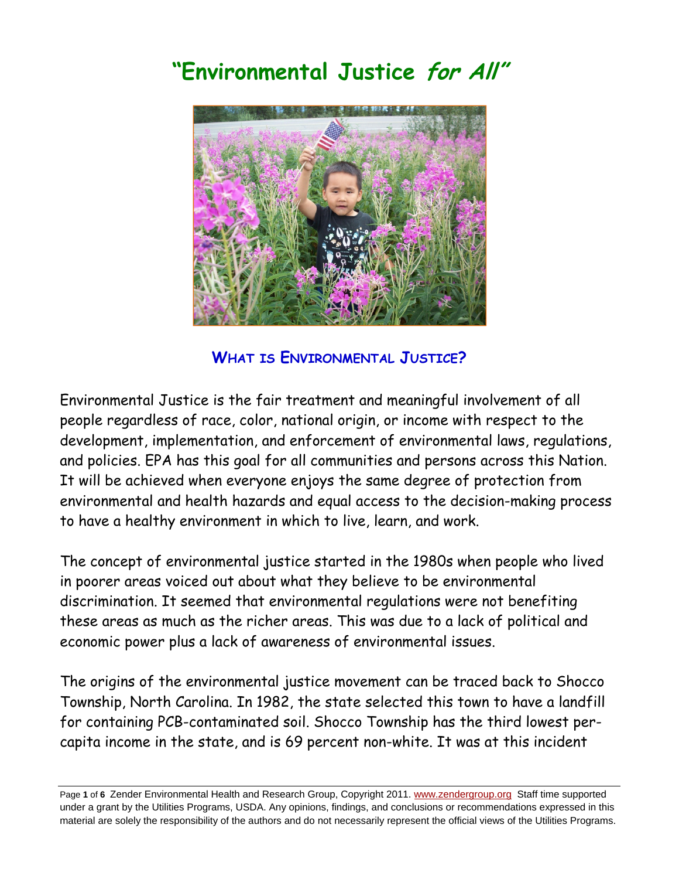# "Environmental Justice *for All*"

## WHAT IS ENVIRONMENTAL JUSTICE?

Environmental Justice is the fair treatment and meaningful involvement of all people regardless of race, color, national origin, or income with respect to the development, implementation, and enforcement of environmental laws, regulations, and policies. EPA has this goal for all communities and persons across this Nation. It will be achieved when everyone enjoys the same degree of protection from environmental and health hazards and equal access to the decision-making process to have a healthy environment in which to live, learn, and work.

The concept of environmental justice started in the 1980s when people who lived in poorer areas voiced out about what they believe to be environmental discrimination. It seemed that environmental regulations were not benefiting these areas as much as the richer areas. This was due to a lack of political and economic power plus a lack of awareness of environmental issues.

The origins of the environmental justice movement can be traced back to Shocco Township, North Carolina. In 1982, the state selected this town to have a landfill for containing PCB-contaminated soil. Shocco Township has the third lowest per-capita income in the state, and is 69 percent non-white. It was at this incident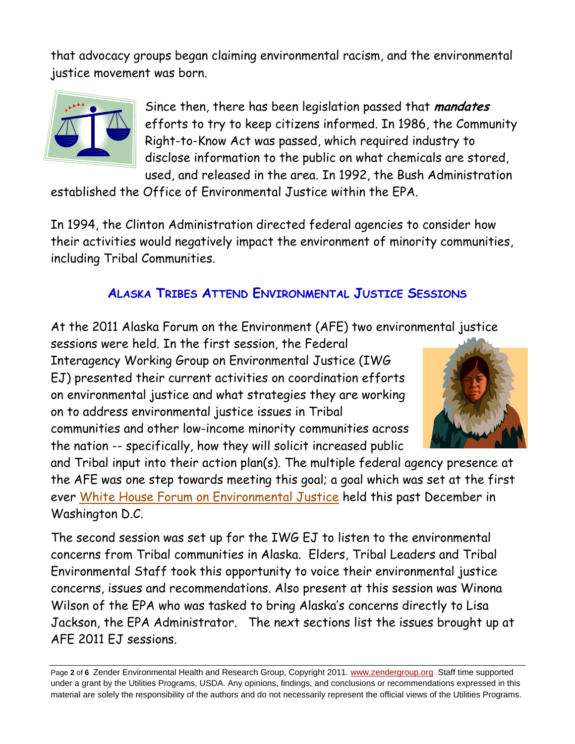that advocacy groups began claiming environmental racism, and the environmental justice movement was born.

Since then, there has been legislation passed that ***mandates*** efforts to try to keep citizens informed. In 1986, the Community Right-to-Know Act was passed, which required industry to disclose information to the public on what chemicals are stored, used, and released in the area. In 1992, the Bush Administration established the Office of Environmental Justice within the EPA.

In 1994, the Clinton Administration directed federal agencies to consider how their activities would negatively impact the environment of minority communities, including Tribal Communities.

## ALASKA TRIBES ATTEND ENVIRONMENTAL JUSTICE SESSIONS

At the 2011 Alaska Forum on the Environment (AFE) two environmental justice sessions were held. In the first session, the Federal Interagency Working Group on Environmental Justice (IWG EJ) presented their current activities on coordination efforts on environmental justice and what strategies they are working on to address environmental justice issues in Tribal communities and other low-income minority communities across the nation -- specifically, how they will solicit increased public and Tribal input into their action plan(s). The multiple federal agency presence at the AFE was one step towards meeting this goal; a goal which was set at the first ever White House Forum on Environmental Justice held this past December in Washington D.C.

The second session was set up for the IWG EJ to listen to the environmental concerns from Tribal communities in Alaska. Elders, Tribal Leaders and Tribal Environmental Staff took this opportunity to voice their environmental justice concerns, issues and recommendations. Also present at this session was Winona Wilson of the EPA who was tasked to bring Alaska's concerns directly to Lisa Jackson, the EPA Administrator. The next sections list the issues brought up at AFE 2011 EJ sessions.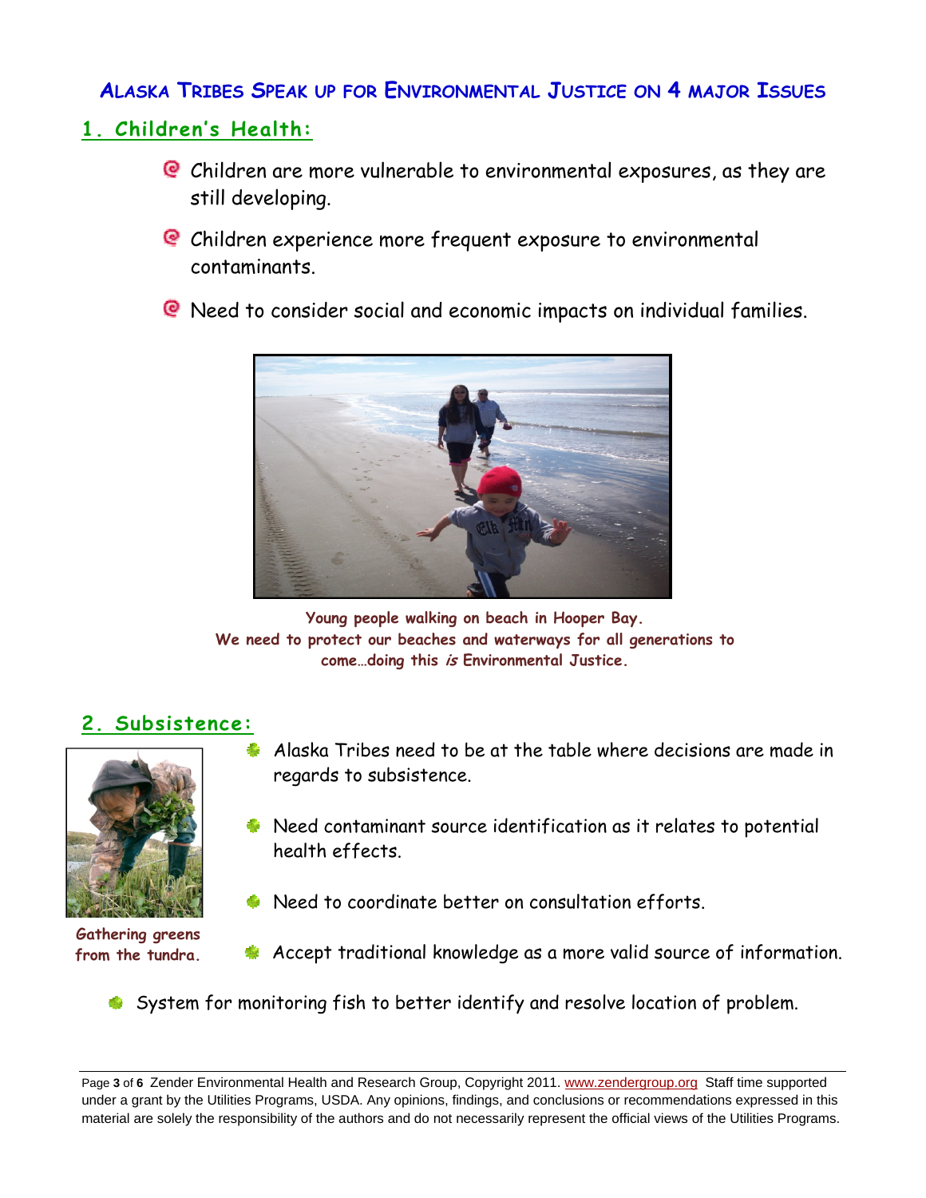# Alaska Tribes Speak up for Environmental Justice on 4 major Issues

## 1. Children's Health:

- Children are more vulnerable to environmental exposures, as they are still developing.
- Children experience more frequent exposure to environmental contaminants.
- Need to consider social and economic impacts on individual families.

**Young people walking on beach in Hooper Bay.**
**We need to protect our beaches and waterways for all generations to come…doing this *is* Environmental Justice.**

## 2. Subsistence:

**Gathering greens from the tundra.**

- Alaska Tribes need to be at the table where decisions are made in regards to subsistence.
- Need contaminant source identification as it relates to potential health effects.
- Need to coordinate better on consultation efforts.
- Accept traditional knowledge as a more valid source of information.
- System for monitoring fish to better identify and resolve location of problem.

Zender Environmental Health and Research Group, Copyright 2011. www.zendergroup.org Staff time supported under a grant by the Utilities Programs, USDA. Any opinions, findings, and conclusions or recommendations expressed in this material are solely the responsibility of the authors and do not necessarily represent the official views of the Utilities Programs.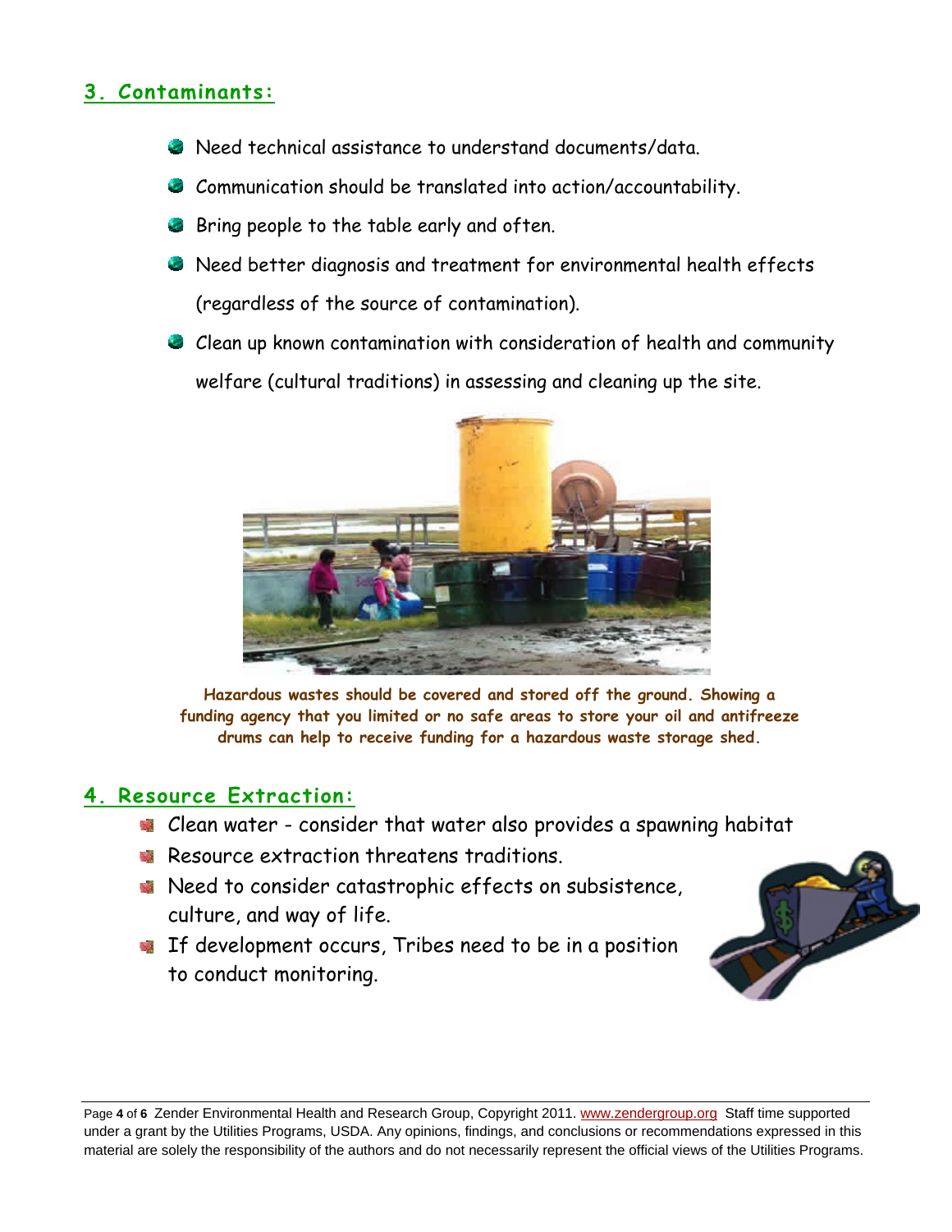## 3. Contaminants:

- Need technical assistance to understand documents/data.
- Communication should be translated into action/accountability.
- Bring people to the table early and often.
- Need better diagnosis and treatment for environmental health effects (regardless of the source of contamination).
- Clean up known contamination with consideration of health and community welfare (cultural traditions) in assessing and cleaning up the site.

**Hazardous wastes should be covered and stored off the ground. Showing a funding agency that you limited or no safe areas to store your oil and antifreeze drums can help to receive funding for a hazardous waste storage shed.**

## 4. Resource Extraction:

- Clean water - consider that water also provides a spawning habitat
- Resource extraction threatens traditions.
- Need to consider catastrophic effects on subsistence, culture, and way of life.
- If development occurs, Tribes need to be in a position to conduct monitoring.

Zender Environmental Health and Research Group, Copyright 2011. www.zendergroup.org Staff time supported under a grant by the Utilities Programs, USDA. Any opinions, findings, and conclusions or recommendations expressed in this material are solely the responsibility of the authors and do not necessarily represent the official views of the Utilities Programs.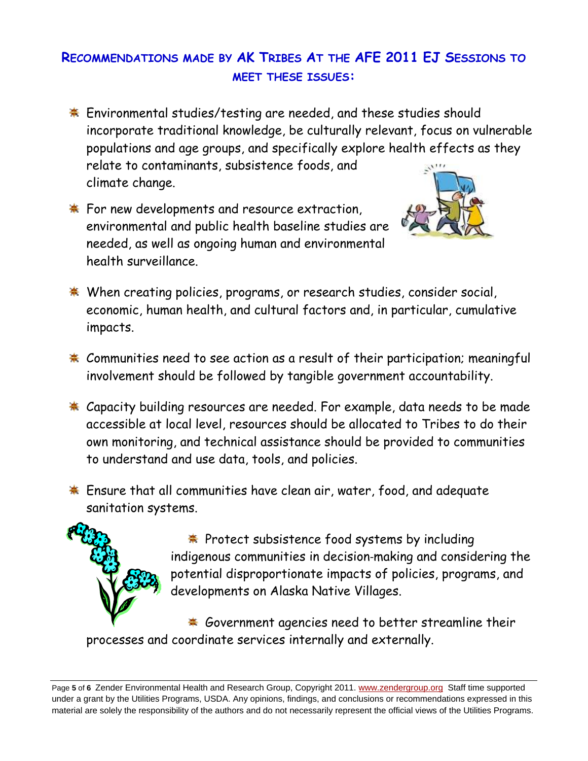## Recommendations made by AK Tribes at the AFE 2011 EJ Sessions to meet these issues:

- Environmental studies/testing are needed, and these studies should incorporate traditional knowledge, be culturally relevant, focus on vulnerable populations and age groups, and specifically explore health effects as they relate to contaminants, subsistence foods, and climate change.
- For new developments and resource extraction, environmental and public health baseline studies are needed, as well as ongoing human and environmental health surveillance.
- When creating policies, programs, or research studies, consider social, economic, human health, and cultural factors and, in particular, cumulative impacts.
- Communities need to see action as a result of their participation; meaningful involvement should be followed by tangible government accountability.
- Capacity building resources are needed. For example, data needs to be made accessible at local level, resources should be allocated to Tribes to do their own monitoring, and technical assistance should be provided to communities to understand and use data, tools, and policies.
- Ensure that all communities have clean air, water, food, and adequate sanitation systems.
- Protect subsistence food systems by including indigenous communities in decision-making and considering the potential disproportionate impacts of policies, programs, and developments on Alaska Native Villages.
- Government agencies need to better streamline their processes and coordinate services internally and externally.

Zender Environmental Health and Research Group, Copyright 2011. www.zendergroup.org Staff time supported under a grant by the Utilities Programs, USDA. Any opinions, findings, and conclusions or recommendations expressed in this material are solely the responsibility of the authors and do not necessarily represent the official views of the Utilities Programs.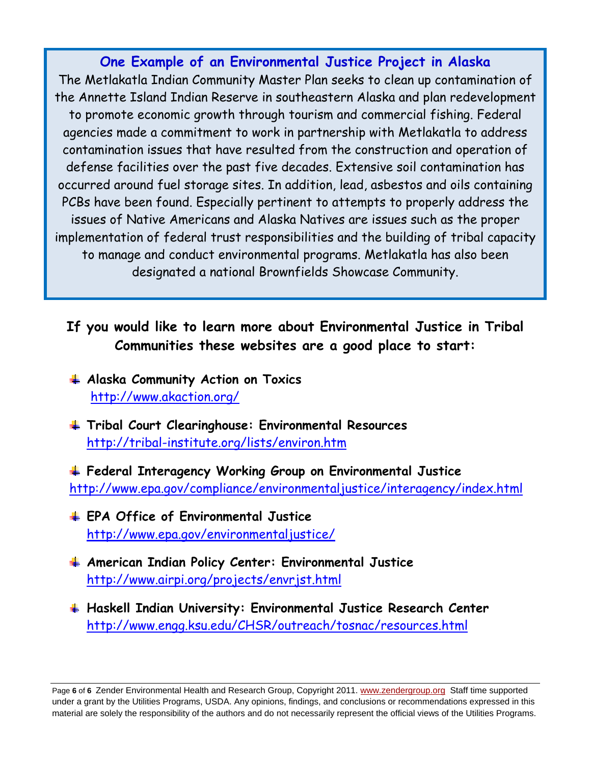## One Example of an Environmental Justice Project in Alaska

The Metlakatla Indian Community Master Plan seeks to clean up contamination of the Annette Island Indian Reserve in southeastern Alaska and plan redevelopment to promote economic growth through tourism and commercial fishing. Federal agencies made a commitment to work in partnership with Metlakatla to address contamination issues that have resulted from the construction and operation of defense facilities over the past five decades. Extensive soil contamination has occurred around fuel storage sites. In addition, lead, asbestos and oils containing PCBs have been found. Especially pertinent to attempts to properly address the issues of Native Americans and Alaska Natives are issues such as the proper implementation of federal trust responsibilities and the building of tribal capacity to manage and conduct environmental programs. Metlakatla has also been designated a national Brownfields Showcase Community.

### If you would like to learn more about Environmental Justice in Tribal Communities these websites are a good place to start:

- **Alaska Community Action on Toxics**
  http://www.akaction.org/
- **Tribal Court Clearinghouse: Environmental Resources**
  http://tribal-institute.org/lists/environ.htm
- **Federal Interagency Working Group on Environmental Justice**
  http://www.epa.gov/compliance/environmentaljustice/interagency/index.html
- **EPA Office of Environmental Justice**
  http://www.epa.gov/environmentaljustice/
- **American Indian Policy Center: Environmental Justice**
  http://www.airpi.org/projects/envrjst.html
- **Haskell Indian University: Environmental Justice Research Center**
  http://www.engg.ksu.edu/CHSR/outreach/tosnac/resources.html

Zender Environmental Health and Research Group, Copyright 2011. www.zendergroup.org Staff time supported under a grant by the Utilities Programs, USDA. Any opinions, findings, and conclusions or recommendations expressed in this material are solely the responsibility of the authors and do not necessarily represent the official views of the Utilities Programs.